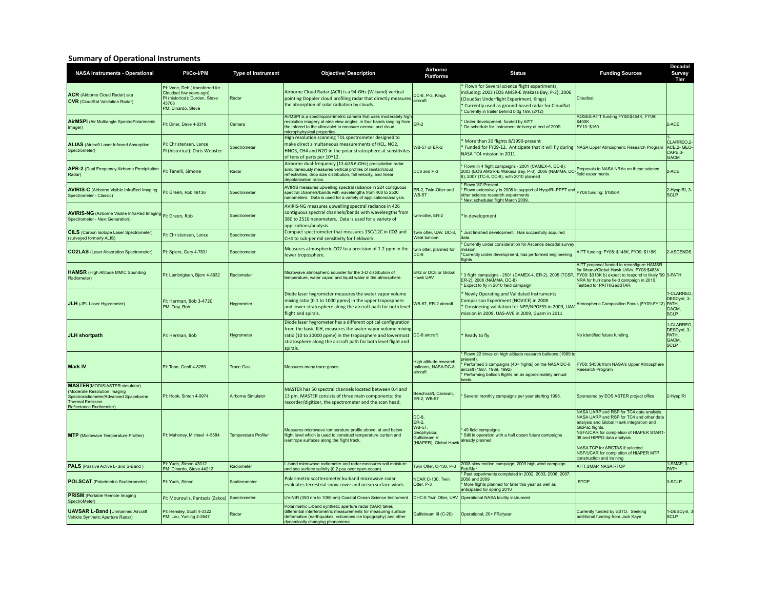## Summary of Operational Instruments

| NASA Instruments - Operational | PI/Co-I/PM | Type of Instrument | Objective/ Description | Airborne Platforms | Status | Funding Sources | Decadal Survey Tier |
|---|---|---|---|---|---|---|---|
| **ACR** (Airborne Cloud Radar) aka **CVR** (CloudSat Validation Radar) | PI: Vane, Deb ( transferred for Cloudsat few years ago) PI (historical): Durden, Steve 43708 PM: Dinardo, Steve | Radar | Airborne Cloud Radar (ACR) is a 94-GHz (W-band) vertical pointing Doppler cloud profiling radar that directly measures the absorption of solar radiation by clouds. | DC-8, P-3, Kings aircraft | * Flown for Several science flight experiments, including: 2003 (EOS AMSR-E Wakasa Bay, P-3); 2006 (CloudSat Underflight Experiment, Kings) * Currently used as ground-based radar for CloudSat * Currently in trailer behind bldg 169, (2/12) | Cloudsat | |
| **AirMSPI** (Air Multiangle SpectroPolarimetric Imager) | PI: Diner, Dave 4-6319 | Camera | AirMSPI is a spectropolarimetric camera that uses moderately high resolution imagery at nine view angles, in four bands ranging from the infared to the ultraviolet to measure aerosol and cloud microphysical properties. | ER-2 | * Under development, funded by AITT * On schedule for Instrument delivery at end of 2009 | ROSES AITT funding FY08:$454K, FY09: $400K FY10: $150 | 2-ACE |
| **ALIAS** (Aircraft Laser Infrared Absorption Spectrometer) | PI: Christensen, Lance PI (historical): Chris Webster | Spectrometer | High resolution scanning TDL spectrometer designed to make direct simultaneous measurements of HCL, NO2, HNO3, CH4 and N2O in the polar stratosphere at sensitivites of tens of parts per 10^12. | WB-57 or ER-2 | * More than 30 flights 8/1990-present * Funded for FY09-12. Anticipate that it will fly during NASA TC4 mission in 2011. | NASA Upper Atmospheric Research Program | 1-CLARREO,2-ACE,2- GEO-CAPE,3-GACM |
| **APR-2** (Dual Frequency Airborne Precipitation Radar) | PI: Tanelli, Simone | Radar | Airborne dual-frequency (13.4/35.6-GHz) precipitation radar simultaneously measures vertical profiles of rainfall/cloud reflectivities, drop size distribution, fall velocity, and linear depolarization ratios. | DC8 and P-3 | * Flown in 4 flight campaigns - 2001 (CAMEX-4, DC-8); 2003 (EOS AMSR-E Wakasa Bay, P-3); 2006 (NAMMA, DC-8); 2007 (TC-4, DC-8), with 2010 planned | Proposals to NASA NRAs on these science field experiments. | 2-ACE |
| **AVIRIS-C** (Airborne Visible InfraRed Imaging Spectrometer - Classic) | PI: Green, Rob 49136 | Spectrometer | AVIRIS measures upwelling spectral radiance in 224 contiguous spectral channels/bands with wavelengths from 400 to 2500 nanometers. Data is used for a variety of applications/analysis. | ER-2, Twin-Otter and WB-57 | * Flown '87-Present * Flown extensively in 2008 in support of HyspIRI-PPFT and other science research experiments * Next scheduled flight March 2009. | FY08 funding: $1850K | 2-HyspIRI, 3-SCLP |
| **AVIRIS-NG** (Airborne Visible InfraRed Imaging Spectrometer - Next Generation) | PI: Green, Rob | Spectrometer | AVIRIS-NG measures upwelling spectral radiance in 426 contiguous spectral channels/bands with wavelengths from 380 to 2510 nanometers. Data is used for a variety of applications/analysis. | twin-otter, ER-2 | *In development | | |
| **CILS** (Carbon Isotope Laser Spectrometer) (surveyed formerly ALIS) | PI: Christensen, Lance | Spectrometer | Compact spectrometer that measures 13C/12C in CO2 and CH4 to sub-per mil sensitivity for fieldwork. | Twin otter, UAV, DC-8, Weat balloon | * Just finished development. Has succesfully acquired data. | | |
| **CO2LAS** (Laser Absorption Spectrometer) | PI: Spiers, Gary 4-7831 | Spectrometer | Measures atmospheric CO2 to a precision of 1-2 ppm in the lower troposphere. | twin otter, planned for DC-8 | * Currently under consideration for Ascends decadal survey mission. *Currently under development, has performed engineering flights | AITT funding: FY08: $148K, FY09: $118K | 2-ASCENDS |
| **HAMSR** (High Altitude MMIC Sounding Radiometer) | PI: Lambrigtsen, Bjorn 4-8932 | Radiometer | Microwave atmospheric sounder for the 3-D distribution of temperature, water vapor, and liquid water in the atmosphere. | ER2 or DC8 or Global Hawk UAV | * 3 flight campaigns - 2001 (CAMEX-4, ER-2), 2005 (TCSP, ER-2), 2006 (NAMMA, DC-8) * Expect to fly in 2010 field campaign | AITT proposal funded to reconfigure HAMSR for Ikhana/Global Hawk UAVs; FY08:$483K, FY09: $316K b) expect to respond to likely '09 NRA for hurricane field campaign in 2010. Testbed for PATH/GeoSTAR | 3-PATH |
| **JLH** (JPL Laser Hygrometer) | PI: Herman, Bob 3-4720 PM: Troy, Rob | Hygrometer | Diode laser hygrometer measures the water vapor volume mixing ratio (0.1 to 1000 ppmv) in the upper troposphere and lower stratosphere along the aircraft path for both level flight and spirals. | WB-57, ER-2 aircraft | * Newly Operating and Validated Instruments Comparison Experiment (NOVICE) in 2008 * Considering validation for NPP/NPOESS in 2009, UAV mission in 2009, UAS-AVE in 2009, Guam in 2011 | Atmospheric Composition Focus (FY09-FY12) | 1-CLARREO, DESDynl, 3-PATH, GACM, SCLP |
| **JLH shortpath** | PI: Herman, Bob | Hygrometer | Diode laser hygrometer has a different optical configuration from the basic JLH, measures the water vapor volume mixing ratio (10 to 20000 ppmv) in the troposphere and lowermost stratosphere along the aircraft path for both level flight and spirals. | DC-8 aircraft | * Ready to fly | No identified future funding. | 1-CLARREO, DESDynl, 3-PATH, GACM, SCLP |
| **Mark IV** | PI: Toon, Geoff 4-8259 | Trace Gas | Measures many trace gases. | High altitude research balloons, NASA DC-8 aircraft | * Flown 22 times on high altitude research balloons (1989 to present). * Performed 3 campaigns (40+ flights) on the NASA DC-8 aircraft (1987, 1989, 1992) * Performing balloon flights on an approximately annual basis. | FY08: $450k from NASA's Upper Atmosphere Research Program | |
| **MASTER**(MODIS/ASTER simulator) (Moderate Resolution Imaging Spectroradiometer/Advanced Spaceborne Thermal Emission Reflectance Radiometer) | PI: Hook, Simon 4-0974 | Airborne Simulator | MASTER has 50 spectral channels located between 0.4 and 13 pm. MASTER consists of three main components: the recorder/digitizer, the spectrometer and the scan head. | Beechcraft, Caravan, ER-2, WB-57 | * Several monthly campaigns per year starting 1998. | Sponsored by EOS ASTER project office | 2-HyspIRI |
| **MTP** (Microwave Temperature Profiler) | PI: Mahoney, Michael 4-5584 | Temperature Profiler | Measures microwave temperature profile above, at and below flight level which is used to construct temperature curtain and isentrope surfaces along the flight track. | DC-8, ER-2, WB-57, Geophysica, Gulfstream V (HIAPER), Global Hawk | * 49 field campaigns * Still in operation with a half dozen future campaigns already planned | NASA UARP and RSP for TC4 data analysis. NASA UARP and RSP for TC4 and other data analysis and Global Hawk integration and GloPac flights. NSF/UCAR for completion of HIAPER START-08 and HIPPO data analysis NASA TCP for ARCTAS if selected NSF/UCAR for completion of HIAPER MTP construction and training | |
| **PALS** (Passive Active L- and S-Band ) | PI: Yueh, Simon 43012 PM: Dinardo, Steve 44212 | Radiometer | L-band microwave radiometer and radar measures soil moisture and sea surface salinity (0.2 psu over open ocean). | Twin Otter, C-130, P-3 | 2008 slow motion campaign; 2009 high wind campaign Feb/Mar | AITT,SMAP, NASA RTOP | 1-SMAP, 3-PATH |
| **POLSCAT** (Polarimetric Scatterometer) | PI: Yueh, Simon | Scatterometer | Polarimetric scatterometer ku-band microwave radar evaluates terrestrial snow cover and ocean surface winds. | NCAR C-130, Twin Otter, P-3 | * Past experiments completed in 2002, 2003, 2006, 2007, 2008 and 2009 * More flights planned for later this year as well as anticipated for spring 2010 | RTOP | 3-SCLP |
| **PRISM** (Portable Remote Imaging SpectroMeter) | PI: Mouroulis, Pantazis (Zakos) | Spectrometer | UV-NIR (350 nm to 1050 nm) Coastal Ocean Science Instrument | DHC-6 Twin Otter, UAV | Operational NASA facility instrument | | |
| **UAVSAR L-Band (**Unmanned Aircraft Vehicle Synthetic Aperture Radar) | PI: Hensley, Scott 4-3322 PM: Lou, Yunling 4-2647 | Radar | Polarimetric L-band synthetic aperture radar (SAR) takes differential interferometric measurements for measuring surface deformation (earthquakes, volcanoes ice topography) and other dynamically changing phonomena. | Gulfstream III (C-20) | Operational; 20+ FRs/year | Currently funded by ESTO. Seeking additional funding from Jack Kaye | 1-DESDynl, 3-SCLP |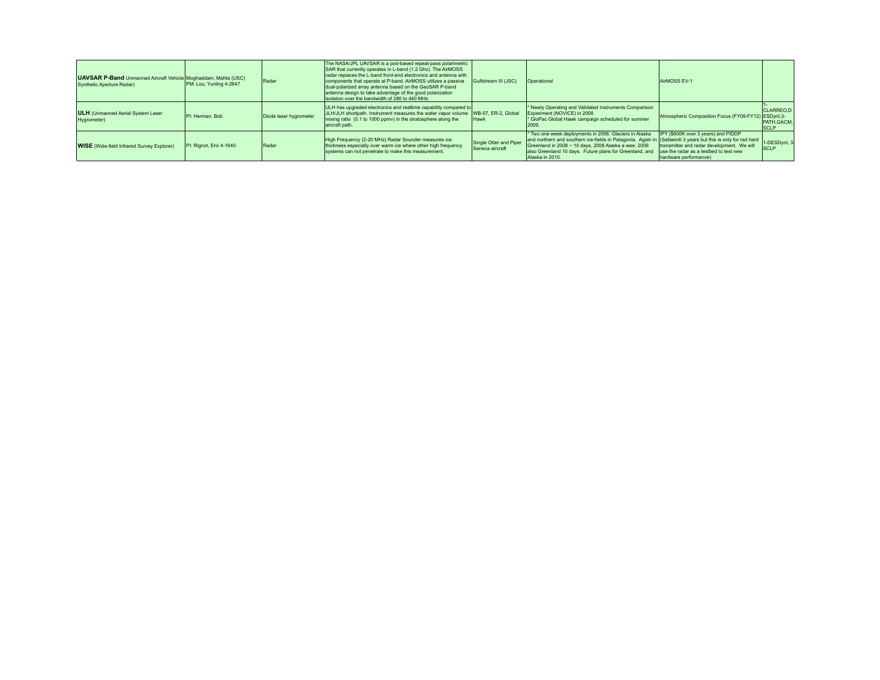| | | | | | | | |
|---|---|---|---|---|---|---|---|
| **UAVSAR P-Band** Unmanned Aircraft Vehicle Synthetic Aperture Radar) | Moghaddam, Mahta (USC) PM: Lou, Yunling 4-2647 | Radar | The NASA/JPL UAVSAR is a pod-based repeat-pass polarimetric SAR that currently operates in L-band (1.2 Ghz). The AirMOSS radar replaces the L-band front-end electronics and antenna with components that operate at P-band. AirMOSS utilizes a passive dual-polarized array antenna based on the GeoSAR P-band antenna design to take advantage of the good polarization isolation over the bandwidth of 280 to 440 MHz. | Gulfstream III (JSC) | Operational | AirMOSS EV-1 | |
| **ULH** (Unmanned Aerial System Laser Hygrometer) | PI: Herman, Bob | Diode laser hygrometer | ULH has upgraded electronics and realtime capability compared to JLH/JLH shortpath. Instrument measures the water vapor volume mixing ratio (0.1 to 1000 ppmv) in the stratosphere along the aircraft path. | WB-57, ER-2, Global Hawk | * Newly Operating and Validated Instruments Comparison Experiment (NOVICE) in 2008 * GloPac Global Hawk campaign scheduled for summer 2009. | Atmospheric Composition Focus (FY09-FY12) | 1-CLARREO,DESDynl,3-PATH,GACM,SCLP |
| **WISE** (Wide-field Infrared Survey Explorer) | PI: Rignot, Eric 4-1640 | Radar | High Frequency (2-20 MHz) Radar Sounder measures ice thickness especially over warm ice where other high frequency systems can not penetrate to make this measurement. | Single Otter and Piper Seneca aircraft | * Two one week deployments in 2006: Glaciers in Alaska and northern and southern ice-fields in Patagonia. Again in Greenland in 2008 ~ 10 days, 2008 Alaska a wee. 2009 also Greenland 10 days. Future plans for Greenland, and Alaska in 2010. | IPY ($600K over 3 years) and PIDDP (Safaeinili 3 years but this is only for rad hard transmitter and radar development. We will use the radar as a testbed to test new hardware performance) | 1-DESDynl, 3-SCLP |